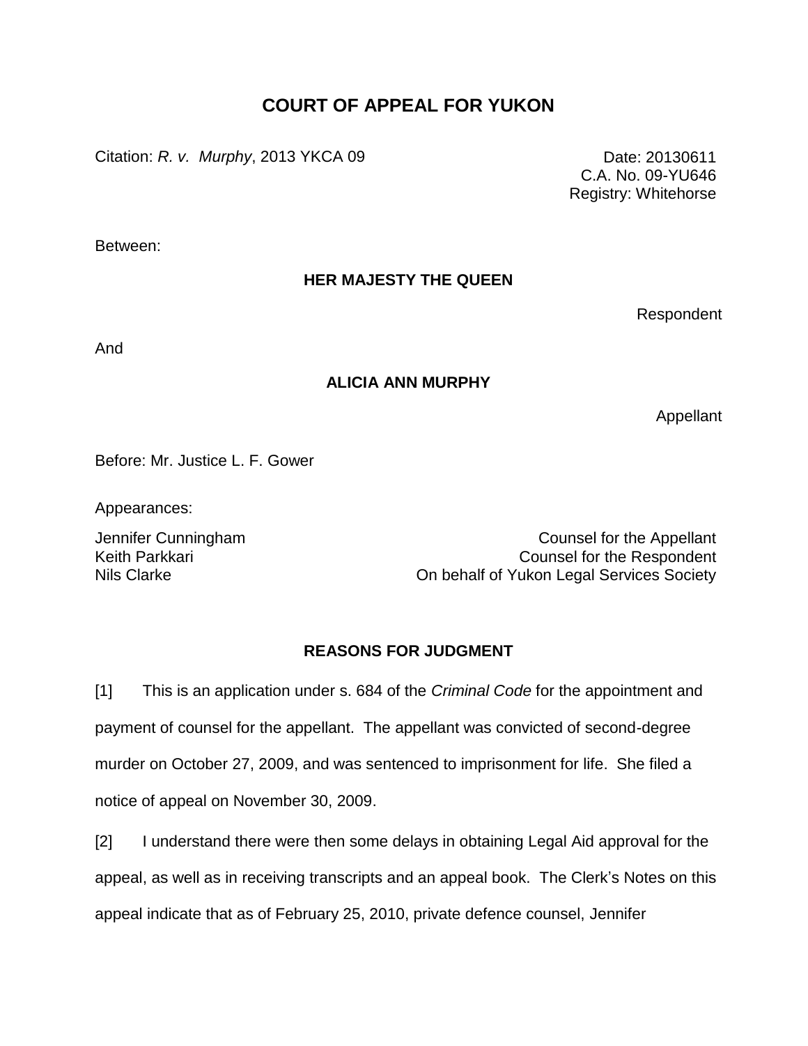# COURT OF APPEAL FOR YUKON

Citation: *R. v. Murphy*, 2013 YKCA 09

Date: 20130611
C.A. No. 09-YU646
Registry: Whitehorse

Between:

**HER MAJESTY THE QUEEN**

Respondent

And

**ALICIA ANN MURPHY**

Appellant

Before: Mr. Justice L. F. Gower

Appearances:

| | |
|---|---|
| Jennifer Cunningham | Counsel for the Appellant |
| Keith Parkkari | Counsel for the Respondent |
| Nils Clarke | On behalf of Yukon Legal Services Society |

## REASONS FOR JUDGMENT

[1] This is an application under s. 684 of the *Criminal Code* for the appointment and payment of counsel for the appellant. The appellant was convicted of second-degree murder on October 27, 2009, and was sentenced to imprisonment for life. She filed a notice of appeal on November 30, 2009.

[2] I understand there were then some delays in obtaining Legal Aid approval for the appeal, as well as in receiving transcripts and an appeal book. The Clerk's Notes on this appeal indicate that as of February 25, 2010, private defence counsel, Jennifer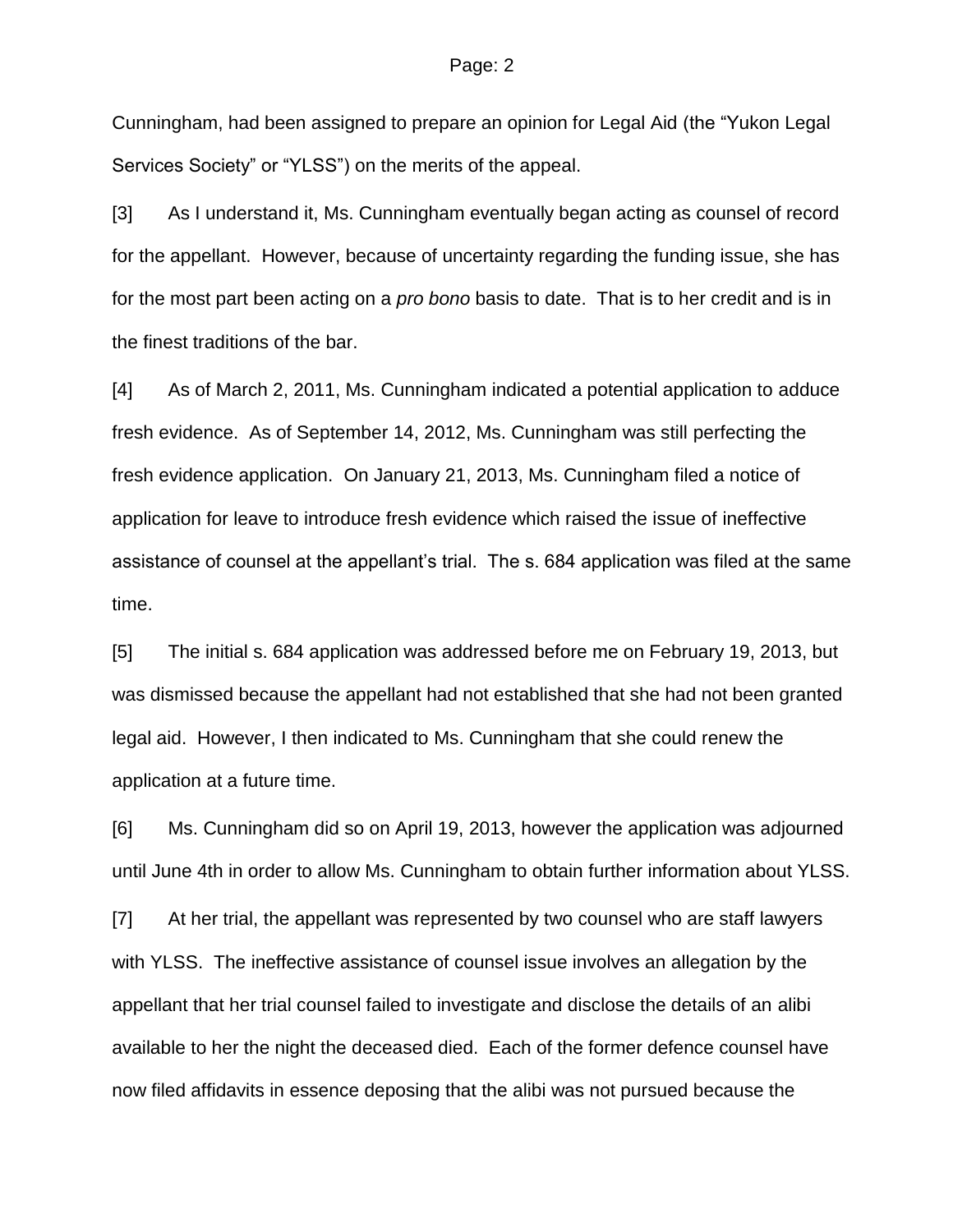Cunningham, had been assigned to prepare an opinion for Legal Aid (the "Yukon Legal Services Society" or "YLSS") on the merits of the appeal.

[3] As I understand it, Ms. Cunningham eventually began acting as counsel of record for the appellant. However, because of uncertainty regarding the funding issue, she has for the most part been acting on a *pro bono* basis to date. That is to her credit and is in the finest traditions of the bar.

[4] As of March 2, 2011, Ms. Cunningham indicated a potential application to adduce fresh evidence. As of September 14, 2012, Ms. Cunningham was still perfecting the fresh evidence application. On January 21, 2013, Ms. Cunningham filed a notice of application for leave to introduce fresh evidence which raised the issue of ineffective assistance of counsel at the appellant's trial. The s. 684 application was filed at the same time.

[5] The initial s. 684 application was addressed before me on February 19, 2013, but was dismissed because the appellant had not established that she had not been granted legal aid. However, I then indicated to Ms. Cunningham that she could renew the application at a future time.

[6] Ms. Cunningham did so on April 19, 2013, however the application was adjourned until June 4th in order to allow Ms. Cunningham to obtain further information about YLSS.

[7] At her trial, the appellant was represented by two counsel who are staff lawyers with YLSS. The ineffective assistance of counsel issue involves an allegation by the appellant that her trial counsel failed to investigate and disclose the details of an alibi available to her the night the deceased died. Each of the former defence counsel have now filed affidavits in essence deposing that the alibi was not pursued because the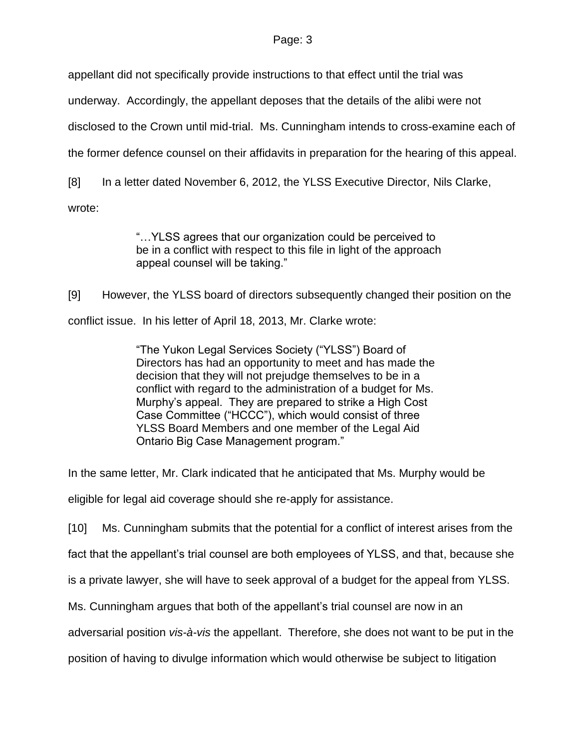appellant did not specifically provide instructions to that effect until the trial was underway. Accordingly, the appellant deposes that the details of the alibi were not disclosed to the Crown until mid-trial. Ms. Cunningham intends to cross-examine each of the former defence counsel on their affidavits in preparation for the hearing of this appeal.

[8] In a letter dated November 6, 2012, the YLSS Executive Director, Nils Clarke, wrote:

> "…YLSS agrees that our organization could be perceived to be in a conflict with respect to this file in light of the approach appeal counsel will be taking."

[9] However, the YLSS board of directors subsequently changed their position on the conflict issue. In his letter of April 18, 2013, Mr. Clarke wrote:

> "The Yukon Legal Services Society ("YLSS") Board of Directors has had an opportunity to meet and has made the decision that they will not prejudge themselves to be in a conflict with regard to the administration of a budget for Ms. Murphy's appeal. They are prepared to strike a High Cost Case Committee ("HCCC"), which would consist of three YLSS Board Members and one member of the Legal Aid Ontario Big Case Management program."

In the same letter, Mr. Clark indicated that he anticipated that Ms. Murphy would be eligible for legal aid coverage should she re-apply for assistance.

[10] Ms. Cunningham submits that the potential for a conflict of interest arises from the fact that the appellant's trial counsel are both employees of YLSS, and that, because she is a private lawyer, she will have to seek approval of a budget for the appeal from YLSS. Ms. Cunningham argues that both of the appellant's trial counsel are now in an adversarial position *vis-à-vis* the appellant. Therefore, she does not want to be put in the position of having to divulge information which would otherwise be subject to litigation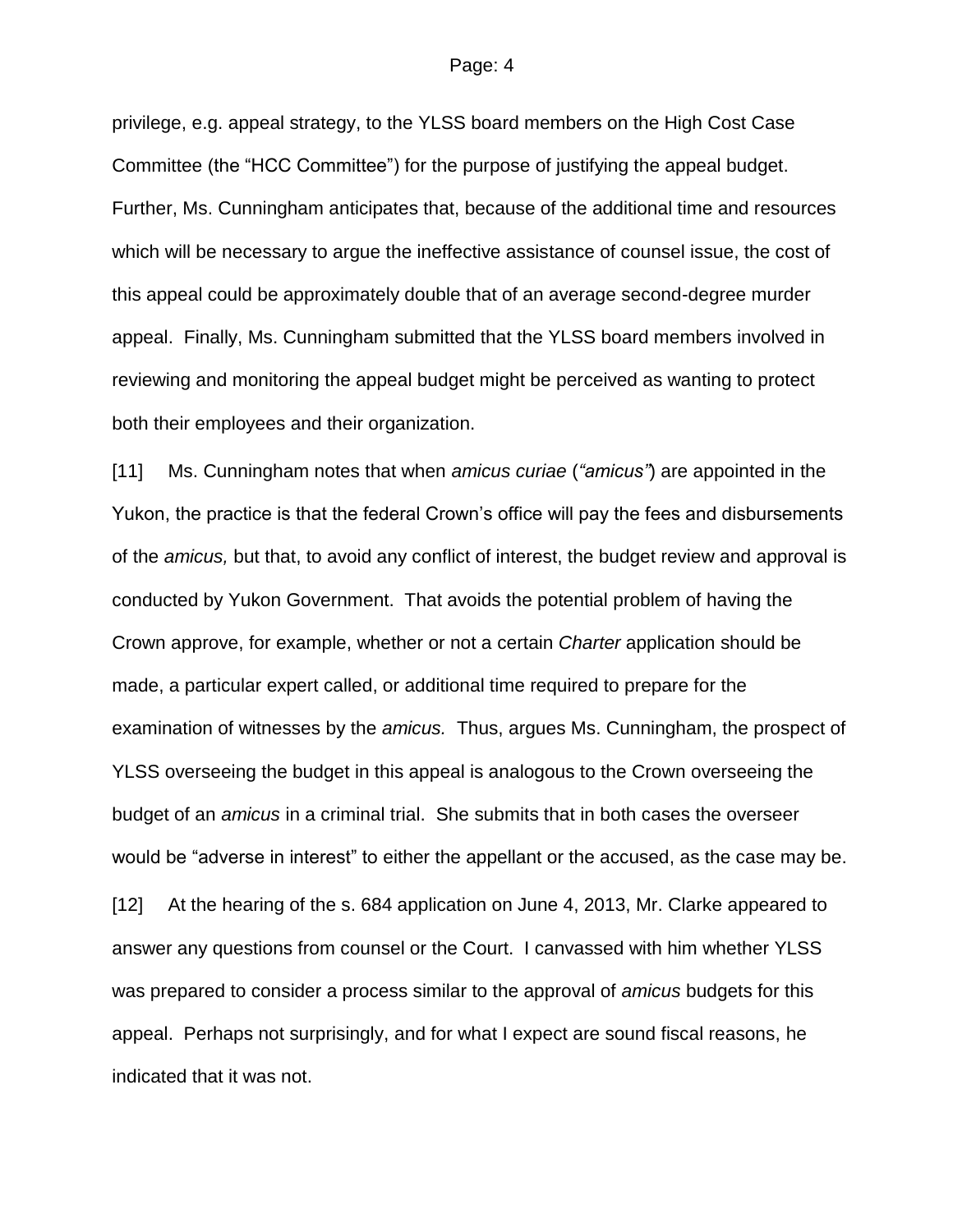privilege, e.g. appeal strategy, to the YLSS board members on the High Cost Case Committee (the "HCC Committee") for the purpose of justifying the appeal budget. Further, Ms. Cunningham anticipates that, because of the additional time and resources which will be necessary to argue the ineffective assistance of counsel issue, the cost of this appeal could be approximately double that of an average second-degree murder appeal. Finally, Ms. Cunningham submitted that the YLSS board members involved in reviewing and monitoring the appeal budget might be perceived as wanting to protect both their employees and their organization.

[11] Ms. Cunningham notes that when *amicus curiae* (*"amicus"*) are appointed in the Yukon, the practice is that the federal Crown's office will pay the fees and disbursements of the *amicus,* but that, to avoid any conflict of interest, the budget review and approval is conducted by Yukon Government. That avoids the potential problem of having the Crown approve, for example, whether or not a certain *Charter* application should be made, a particular expert called, or additional time required to prepare for the examination of witnesses by the *amicus.* Thus, argues Ms. Cunningham, the prospect of YLSS overseeing the budget in this appeal is analogous to the Crown overseeing the budget of an *amicus* in a criminal trial. She submits that in both cases the overseer would be "adverse in interest" to either the appellant or the accused, as the case may be.

[12] At the hearing of the s. 684 application on June 4, 2013, Mr. Clarke appeared to answer any questions from counsel or the Court. I canvassed with him whether YLSS was prepared to consider a process similar to the approval of *amicus* budgets for this appeal. Perhaps not surprisingly, and for what I expect are sound fiscal reasons, he indicated that it was not.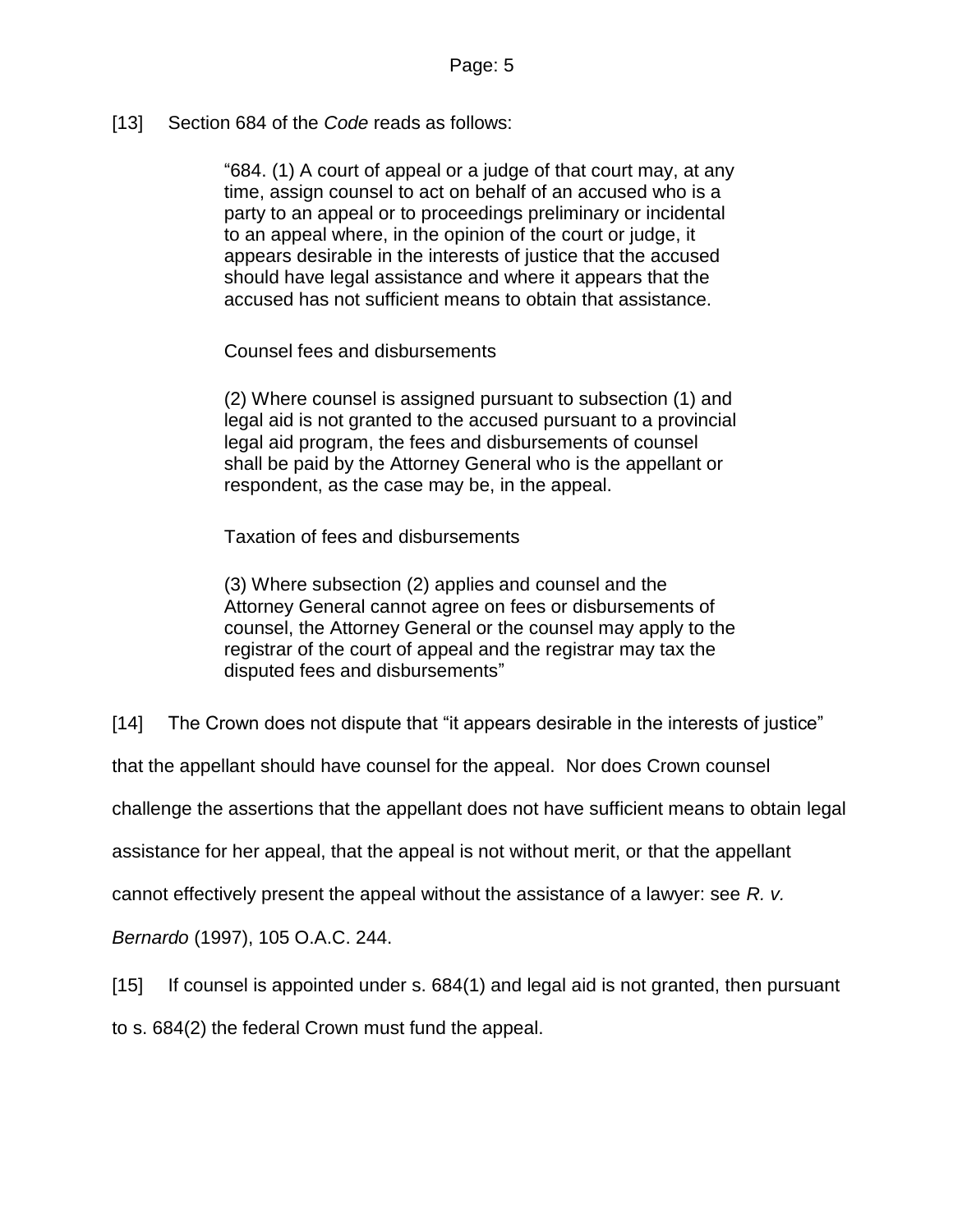[13] Section 684 of the *Code* reads as follows:

> "684. (1) A court of appeal or a judge of that court may, at any time, assign counsel to act on behalf of an accused who is a party to an appeal or to proceedings preliminary or incidental to an appeal where, in the opinion of the court or judge, it appears desirable in the interests of justice that the accused should have legal assistance and where it appears that the accused has not sufficient means to obtain that assistance.
>
> Counsel fees and disbursements
>
> (2) Where counsel is assigned pursuant to subsection (1) and legal aid is not granted to the accused pursuant to a provincial legal aid program, the fees and disbursements of counsel shall be paid by the Attorney General who is the appellant or respondent, as the case may be, in the appeal.
>
> Taxation of fees and disbursements
>
> (3) Where subsection (2) applies and counsel and the Attorney General cannot agree on fees or disbursements of counsel, the Attorney General or the counsel may apply to the registrar of the court of appeal and the registrar may tax the disputed fees and disbursements"

[14] The Crown does not dispute that "it appears desirable in the interests of justice" that the appellant should have counsel for the appeal. Nor does Crown counsel challenge the assertions that the appellant does not have sufficient means to obtain legal assistance for her appeal, that the appeal is not without merit, or that the appellant cannot effectively present the appeal without the assistance of a lawyer: see *R. v. Bernardo* (1997), 105 O.A.C. 244.

[15] If counsel is appointed under s. 684(1) and legal aid is not granted, then pursuant to s. 684(2) the federal Crown must fund the appeal.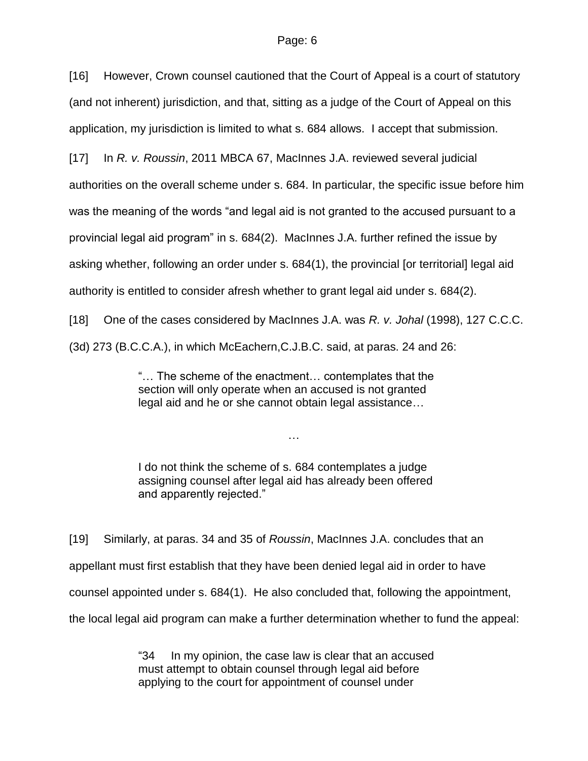[16] However, Crown counsel cautioned that the Court of Appeal is a court of statutory (and not inherent) jurisdiction, and that, sitting as a judge of the Court of Appeal on this application, my jurisdiction is limited to what s. 684 allows. I accept that submission.

[17] In *R. v. Roussin*, 2011 MBCA 67, MacInnes J.A. reviewed several judicial authorities on the overall scheme under s. 684. In particular, the specific issue before him was the meaning of the words "and legal aid is not granted to the accused pursuant to a provincial legal aid program" in s. 684(2). MacInnes J.A. further refined the issue by asking whether, following an order under s. 684(1), the provincial [or territorial] legal aid authority is entitled to consider afresh whether to grant legal aid under s. 684(2).

[18] One of the cases considered by MacInnes J.A. was *R. v. Johal* (1998), 127 C.C.C. (3d) 273 (B.C.C.A.), in which McEachern,C.J.B.C. said, at paras. 24 and 26:

> "… The scheme of the enactment… contemplates that the section will only operate when an accused is not granted legal aid and he or she cannot obtain legal assistance…
>
> …
>
> I do not think the scheme of s. 684 contemplates a judge assigning counsel after legal aid has already been offered and apparently rejected."

[19] Similarly, at paras. 34 and 35 of *Roussin*, MacInnes J.A. concludes that an appellant must first establish that they have been denied legal aid in order to have counsel appointed under s. 684(1). He also concluded that, following the appointment, the local legal aid program can make a further determination whether to fund the appeal:

> "34 In my opinion, the case law is clear that an accused must attempt to obtain counsel through legal aid before applying to the court for appointment of counsel under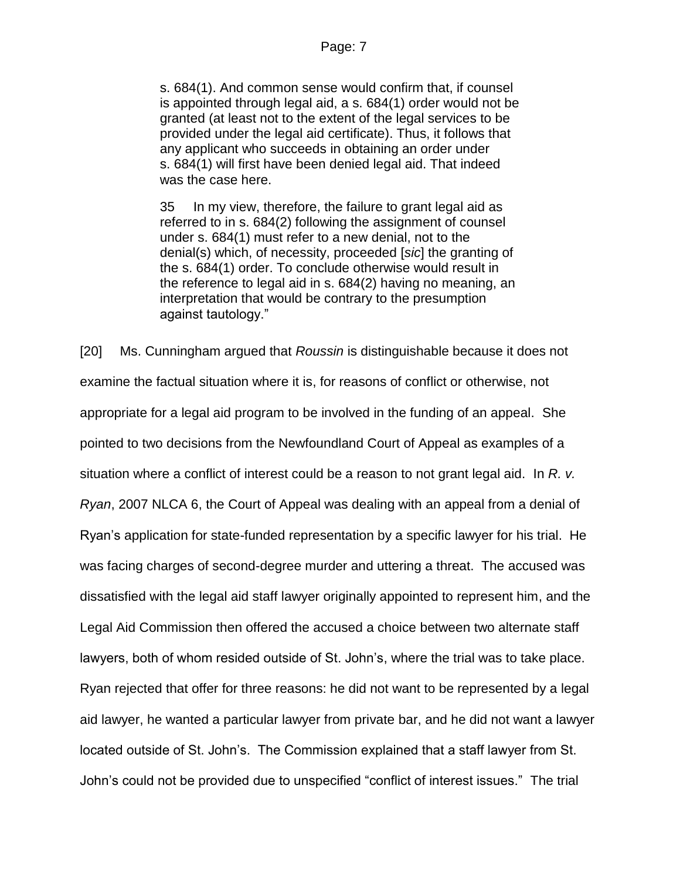> s. 684(1). And common sense would confirm that, if counsel is appointed through legal aid, a s. 684(1) order would not be granted (at least not to the extent of the legal services to be provided under the legal aid certificate). Thus, it follows that any applicant who succeeds in obtaining an order under s. 684(1) will first have been denied legal aid. That indeed was the case here.
>
> 35 In my view, therefore, the failure to grant legal aid as referred to in s. 684(2) following the assignment of counsel under s. 684(1) must refer to a new denial, not to the denial(s) which, of necessity, proceeded [*sic*] the granting of the s. 684(1) order. To conclude otherwise would result in the reference to legal aid in s. 684(2) having no meaning, an interpretation that would be contrary to the presumption against tautology."

[20] Ms. Cunningham argued that *Roussin* is distinguishable because it does not examine the factual situation where it is, for reasons of conflict or otherwise, not appropriate for a legal aid program to be involved in the funding of an appeal. She pointed to two decisions from the Newfoundland Court of Appeal as examples of a situation where a conflict of interest could be a reason to not grant legal aid. In *R. v. Ryan*, 2007 NLCA 6, the Court of Appeal was dealing with an appeal from a denial of Ryan's application for state-funded representation by a specific lawyer for his trial. He was facing charges of second-degree murder and uttering a threat. The accused was dissatisfied with the legal aid staff lawyer originally appointed to represent him, and the Legal Aid Commission then offered the accused a choice between two alternate staff lawyers, both of whom resided outside of St. John's, where the trial was to take place. Ryan rejected that offer for three reasons: he did not want to be represented by a legal aid lawyer, he wanted a particular lawyer from private bar, and he did not want a lawyer located outside of St. John's. The Commission explained that a staff lawyer from St. John's could not be provided due to unspecified "conflict of interest issues." The trial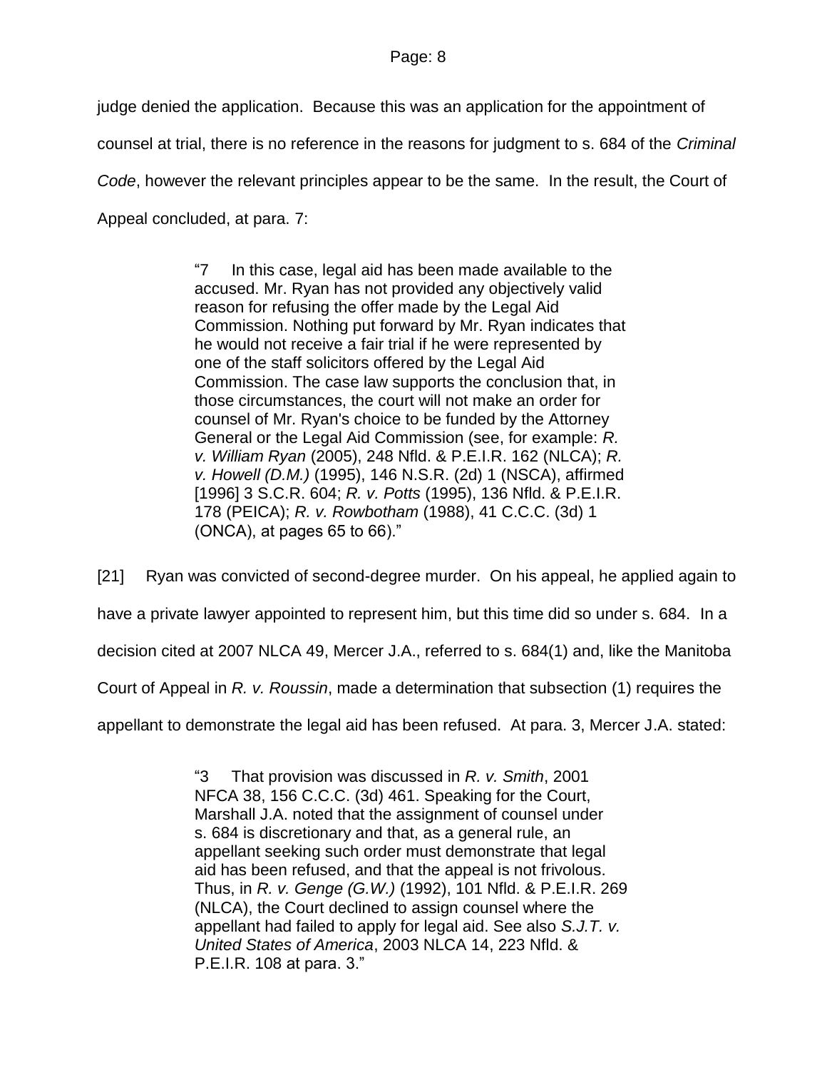judge denied the application. Because this was an application for the appointment of counsel at trial, there is no reference in the reasons for judgment to s. 684 of the *Criminal Code*, however the relevant principles appear to be the same. In the result, the Court of Appeal concluded, at para. 7:

> "7 In this case, legal aid has been made available to the accused. Mr. Ryan has not provided any objectively valid reason for refusing the offer made by the Legal Aid Commission. Nothing put forward by Mr. Ryan indicates that he would not receive a fair trial if he were represented by one of the staff solicitors offered by the Legal Aid Commission. The case law supports the conclusion that, in those circumstances, the court will not make an order for counsel of Mr. Ryan's choice to be funded by the Attorney General or the Legal Aid Commission (see, for example: *R. v. William Ryan* (2005), 248 Nfld. & P.E.I.R. 162 (NLCA); *R. v. Howell (D.M.)* (1995), 146 N.S.R. (2d) 1 (NSCA), affirmed [1996] 3 S.C.R. 604; *R. v. Potts* (1995), 136 Nfld. & P.E.I.R. 178 (PEICA); *R. v. Rowbotham* (1988), 41 C.C.C. (3d) 1 (ONCA), at pages 65 to 66)."

[21] Ryan was convicted of second-degree murder. On his appeal, he applied again to have a private lawyer appointed to represent him, but this time did so under s. 684. In a decision cited at 2007 NLCA 49, Mercer J.A., referred to s. 684(1) and, like the Manitoba Court of Appeal in *R. v. Roussin*, made a determination that subsection (1) requires the appellant to demonstrate the legal aid has been refused. At para. 3, Mercer J.A. stated:

> "3 That provision was discussed in *R. v. Smith*, 2001 NFCA 38, 156 C.C.C. (3d) 461. Speaking for the Court, Marshall J.A. noted that the assignment of counsel under s. 684 is discretionary and that, as a general rule, an appellant seeking such order must demonstrate that legal aid has been refused, and that the appeal is not frivolous. Thus, in *R. v. Genge (G.W.)* (1992), 101 Nfld. & P.E.I.R. 269 (NLCA), the Court declined to assign counsel where the appellant had failed to apply for legal aid. See also *S.J.T. v. United States of America*, 2003 NLCA 14, 223 Nfld. & P.E.I.R. 108 at para. 3."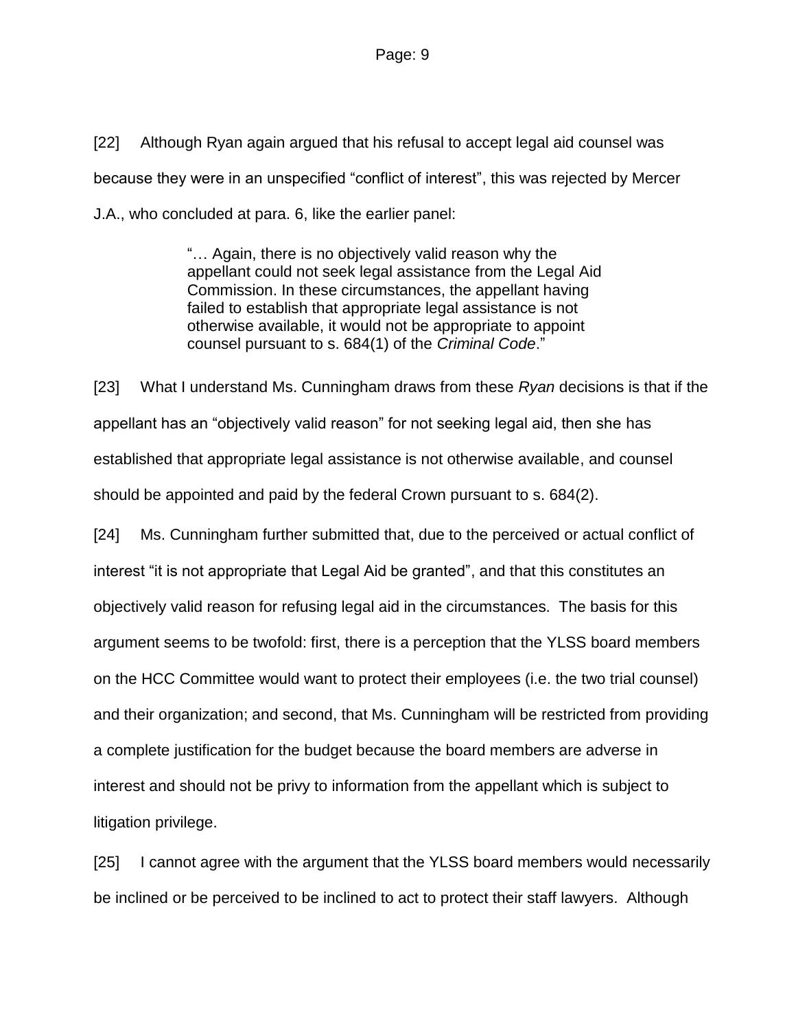[22] Although Ryan again argued that his refusal to accept legal aid counsel was because they were in an unspecified "conflict of interest", this was rejected by Mercer J.A., who concluded at para. 6, like the earlier panel:

> "… Again, there is no objectively valid reason why the appellant could not seek legal assistance from the Legal Aid Commission. In these circumstances, the appellant having failed to establish that appropriate legal assistance is not otherwise available, it would not be appropriate to appoint counsel pursuant to s. 684(1) of the *Criminal Code*."

[23] What I understand Ms. Cunningham draws from these *Ryan* decisions is that if the appellant has an "objectively valid reason" for not seeking legal aid, then she has established that appropriate legal assistance is not otherwise available, and counsel should be appointed and paid by the federal Crown pursuant to s. 684(2).

[24] Ms. Cunningham further submitted that, due to the perceived or actual conflict of interest "it is not appropriate that Legal Aid be granted", and that this constitutes an objectively valid reason for refusing legal aid in the circumstances. The basis for this argument seems to be twofold: first, there is a perception that the YLSS board members on the HCC Committee would want to protect their employees (i.e. the two trial counsel) and their organization; and second, that Ms. Cunningham will be restricted from providing a complete justification for the budget because the board members are adverse in interest and should not be privy to information from the appellant which is subject to litigation privilege.

[25] I cannot agree with the argument that the YLSS board members would necessarily be inclined or be perceived to be inclined to act to protect their staff lawyers. Although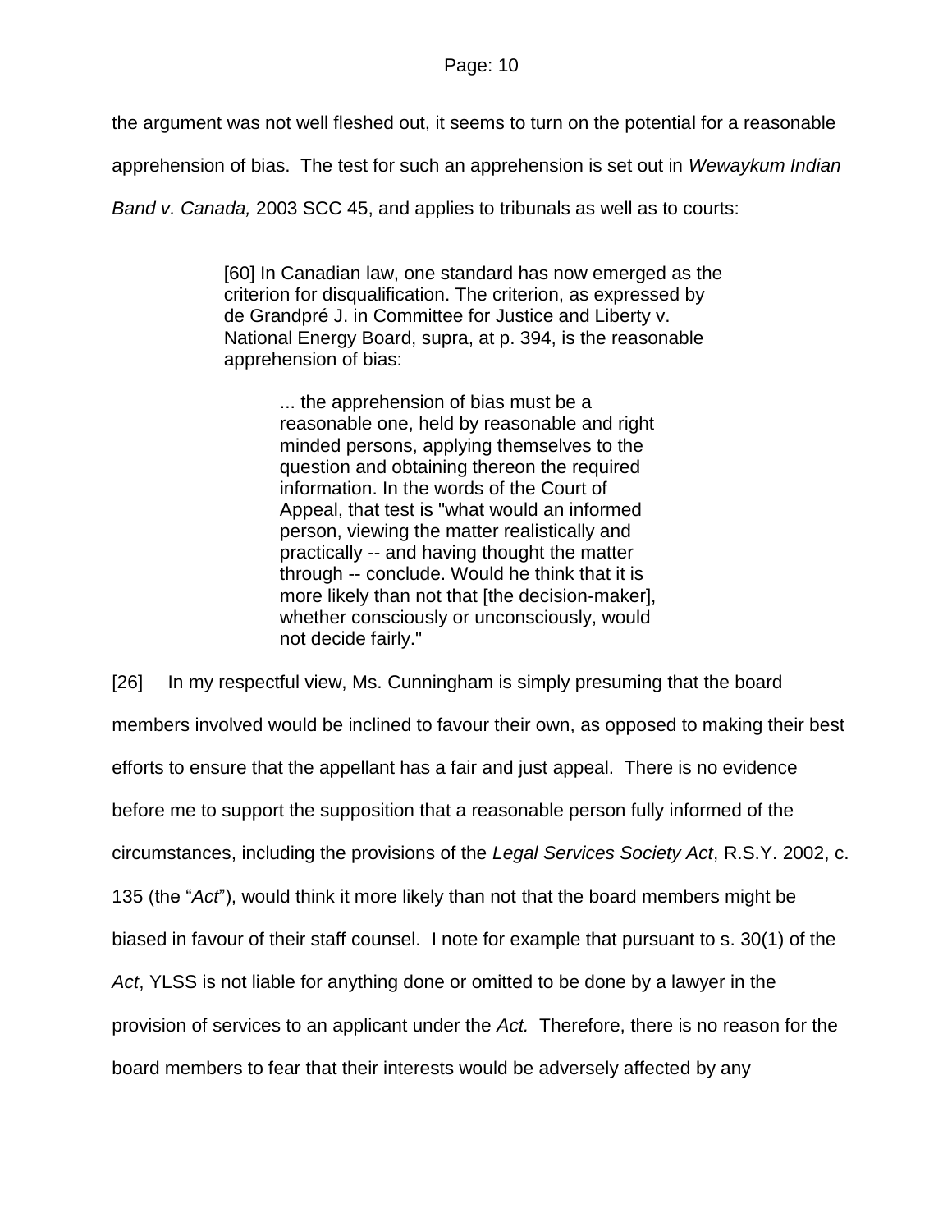the argument was not well fleshed out, it seems to turn on the potential for a reasonable apprehension of bias. The test for such an apprehension is set out in *Wewaykum Indian Band v. Canada,* 2003 SCC 45, and applies to tribunals as well as to courts:

> [60] In Canadian law, one standard has now emerged as the criterion for disqualification. The criterion, as expressed by de Grandpré J. in Committee for Justice and Liberty v. National Energy Board, supra, at p. 394, is the reasonable apprehension of bias:
>
> > ... the apprehension of bias must be a reasonable one, held by reasonable and right minded persons, applying themselves to the question and obtaining thereon the required information. In the words of the Court of Appeal, that test is "what would an informed person, viewing the matter realistically and practically -- and having thought the matter through -- conclude. Would he think that it is more likely than not that [the decision-maker], whether consciously or unconsciously, would not decide fairly."

[26] In my respectful view, Ms. Cunningham is simply presuming that the board members involved would be inclined to favour their own, as opposed to making their best efforts to ensure that the appellant has a fair and just appeal. There is no evidence before me to support the supposition that a reasonable person fully informed of the circumstances, including the provisions of the *Legal Services Society Act*, R.S.Y. 2002, c. 135 (the "*Act*"), would think it more likely than not that the board members might be biased in favour of their staff counsel. I note for example that pursuant to s. 30(1) of the *Act*, YLSS is not liable for anything done or omitted to be done by a lawyer in the provision of services to an applicant under the *Act.* Therefore, there is no reason for the board members to fear that their interests would be adversely affected by any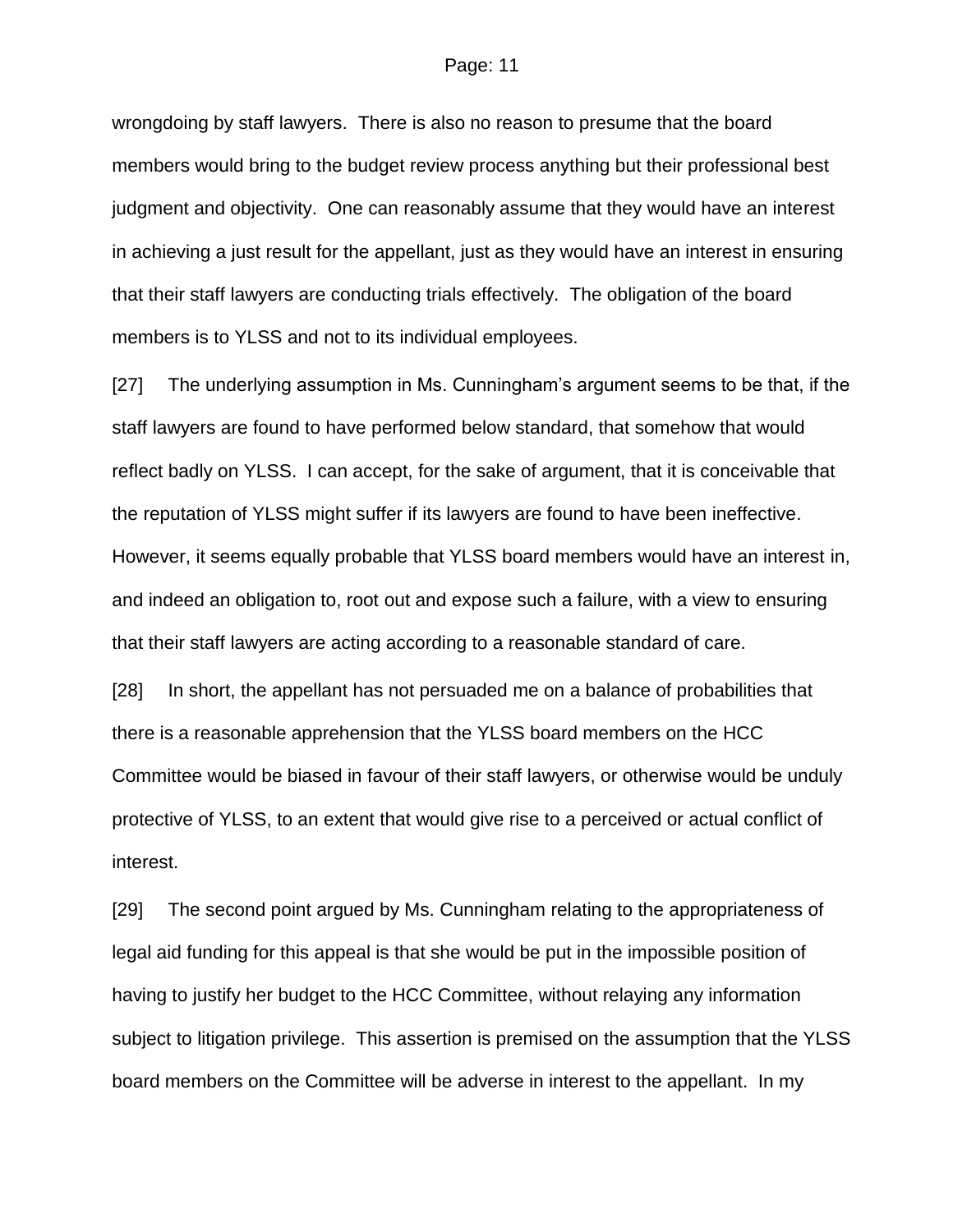wrongdoing by staff lawyers. There is also no reason to presume that the board members would bring to the budget review process anything but their professional best judgment and objectivity. One can reasonably assume that they would have an interest in achieving a just result for the appellant, just as they would have an interest in ensuring that their staff lawyers are conducting trials effectively. The obligation of the board members is to YLSS and not to its individual employees.

[27] The underlying assumption in Ms. Cunningham's argument seems to be that, if the staff lawyers are found to have performed below standard, that somehow that would reflect badly on YLSS. I can accept, for the sake of argument, that it is conceivable that the reputation of YLSS might suffer if its lawyers are found to have been ineffective. However, it seems equally probable that YLSS board members would have an interest in, and indeed an obligation to, root out and expose such a failure, with a view to ensuring that their staff lawyers are acting according to a reasonable standard of care.

[28] In short, the appellant has not persuaded me on a balance of probabilities that there is a reasonable apprehension that the YLSS board members on the HCC Committee would be biased in favour of their staff lawyers, or otherwise would be unduly protective of YLSS, to an extent that would give rise to a perceived or actual conflict of interest.

[29] The second point argued by Ms. Cunningham relating to the appropriateness of legal aid funding for this appeal is that she would be put in the impossible position of having to justify her budget to the HCC Committee, without relaying any information subject to litigation privilege. This assertion is premised on the assumption that the YLSS board members on the Committee will be adverse in interest to the appellant. In my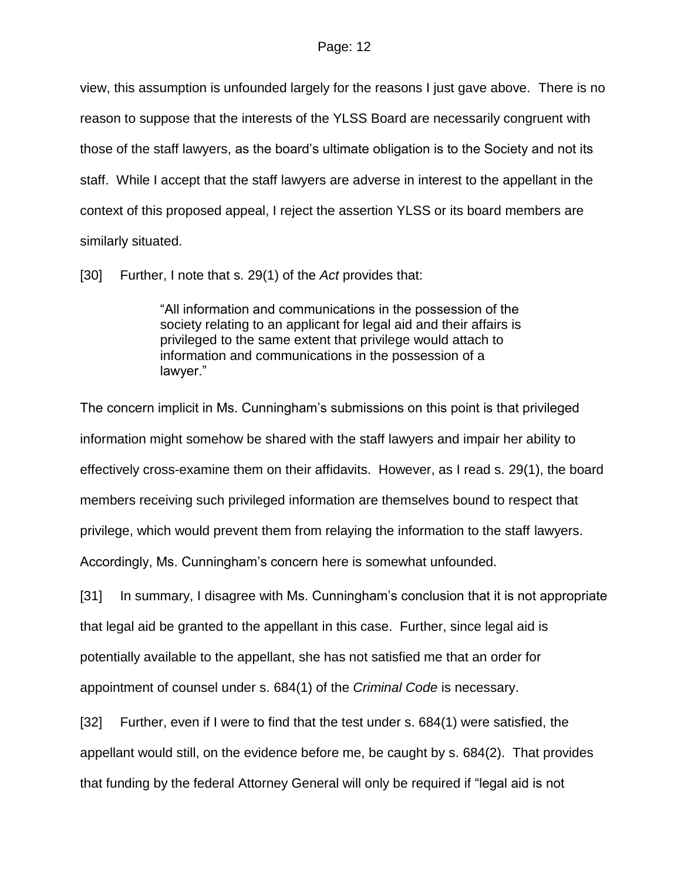view, this assumption is unfounded largely for the reasons I just gave above. There is no reason to suppose that the interests of the YLSS Board are necessarily congruent with those of the staff lawyers, as the board's ultimate obligation is to the Society and not its staff. While I accept that the staff lawyers are adverse in interest to the appellant in the context of this proposed appeal, I reject the assertion YLSS or its board members are similarly situated.

[30] Further, I note that s. 29(1) of the *Act* provides that:

> "All information and communications in the possession of the society relating to an applicant for legal aid and their affairs is privileged to the same extent that privilege would attach to information and communications in the possession of a lawyer."

The concern implicit in Ms. Cunningham's submissions on this point is that privileged information might somehow be shared with the staff lawyers and impair her ability to effectively cross-examine them on their affidavits. However, as I read s. 29(1), the board members receiving such privileged information are themselves bound to respect that privilege, which would prevent them from relaying the information to the staff lawyers. Accordingly, Ms. Cunningham's concern here is somewhat unfounded.

[31] In summary, I disagree with Ms. Cunningham's conclusion that it is not appropriate that legal aid be granted to the appellant in this case. Further, since legal aid is potentially available to the appellant, she has not satisfied me that an order for appointment of counsel under s. 684(1) of the *Criminal Code* is necessary.

[32] Further, even if I were to find that the test under s. 684(1) were satisfied, the appellant would still, on the evidence before me, be caught by s. 684(2). That provides that funding by the federal Attorney General will only be required if "legal aid is not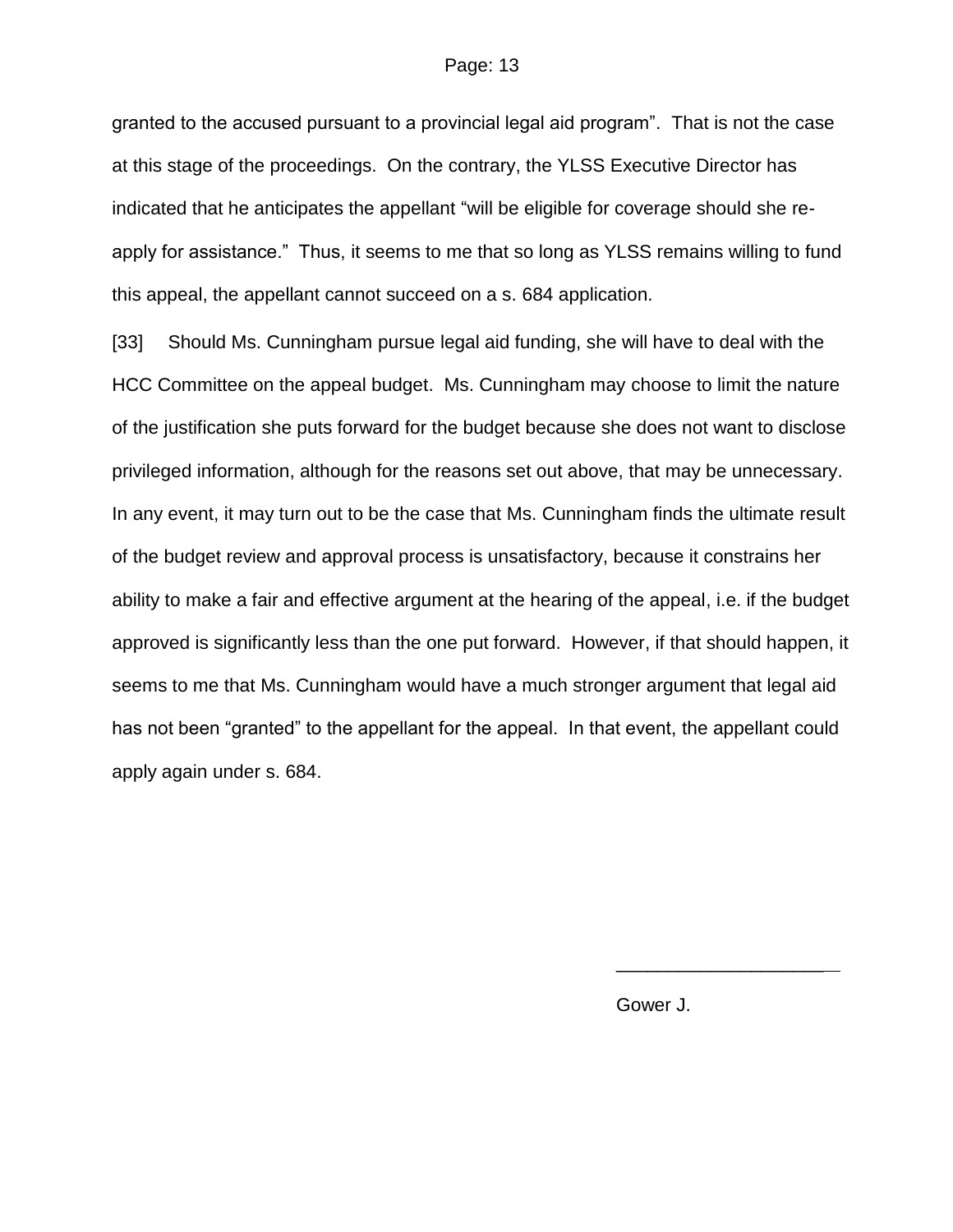granted to the accused pursuant to a provincial legal aid program". That is not the case at this stage of the proceedings. On the contrary, the YLSS Executive Director has indicated that he anticipates the appellant "will be eligible for coverage should she re-apply for assistance." Thus, it seems to me that so long as YLSS remains willing to fund this appeal, the appellant cannot succeed on a s. 684 application.

[33] Should Ms. Cunningham pursue legal aid funding, she will have to deal with the HCC Committee on the appeal budget. Ms. Cunningham may choose to limit the nature of the justification she puts forward for the budget because she does not want to disclose privileged information, although for the reasons set out above, that may be unnecessary. In any event, it may turn out to be the case that Ms. Cunningham finds the ultimate result of the budget review and approval process is unsatisfactory, because it constrains her ability to make a fair and effective argument at the hearing of the appeal, i.e. if the budget approved is significantly less than the one put forward. However, if that should happen, it seems to me that Ms. Cunningham would have a much stronger argument that legal aid has not been "granted" to the appellant for the appeal. In that event, the appellant could apply again under s. 684.

_____________________

Gower J.